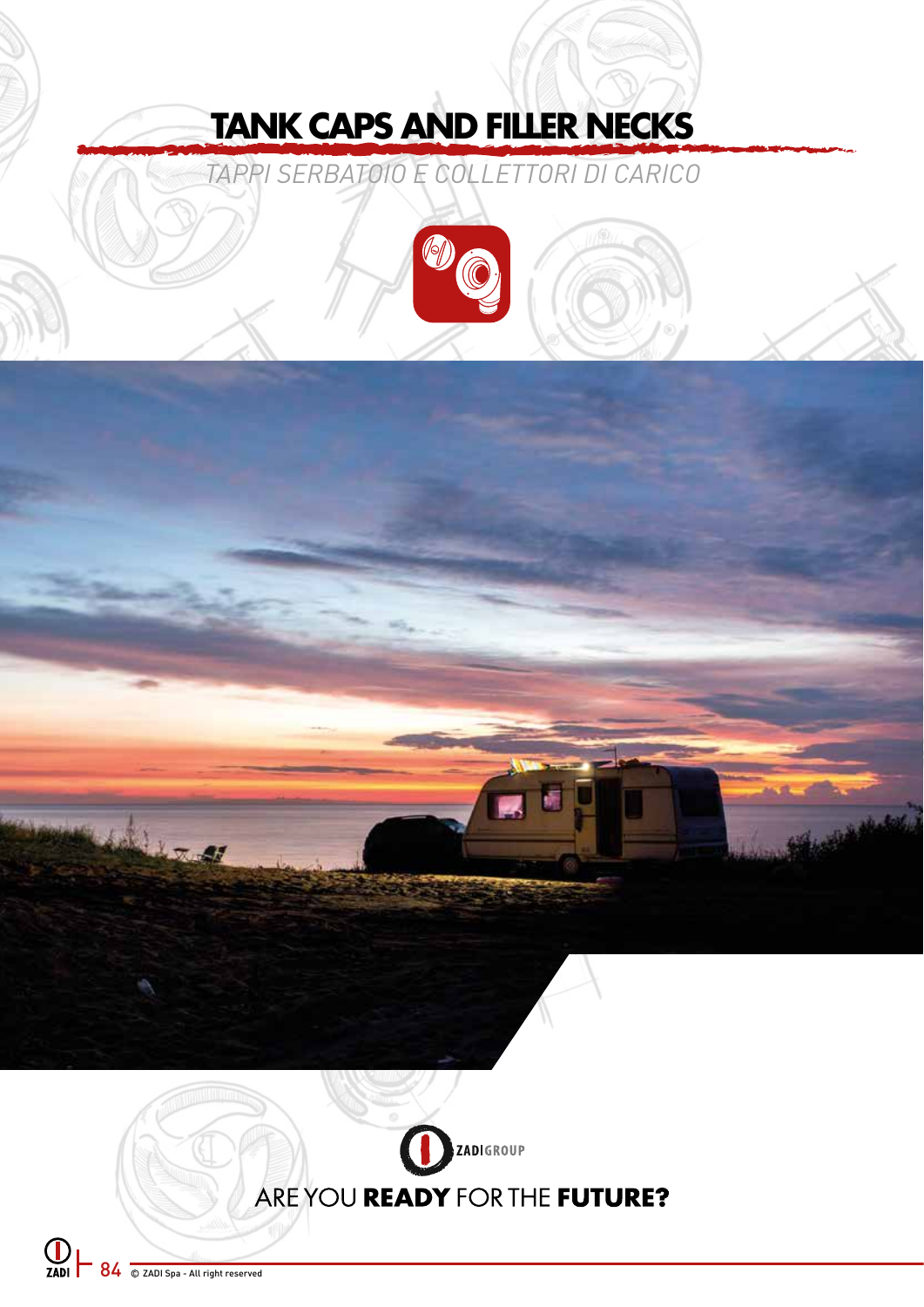# TANK CAPS AND FILLER NECKS

*TAPPI SERBATOIO E COLLETTORI DI CARICO*

ZADIGROUP

ARE YOU **READY** FOR THE **FUTURE?**

© ZADI Spa - All right reserved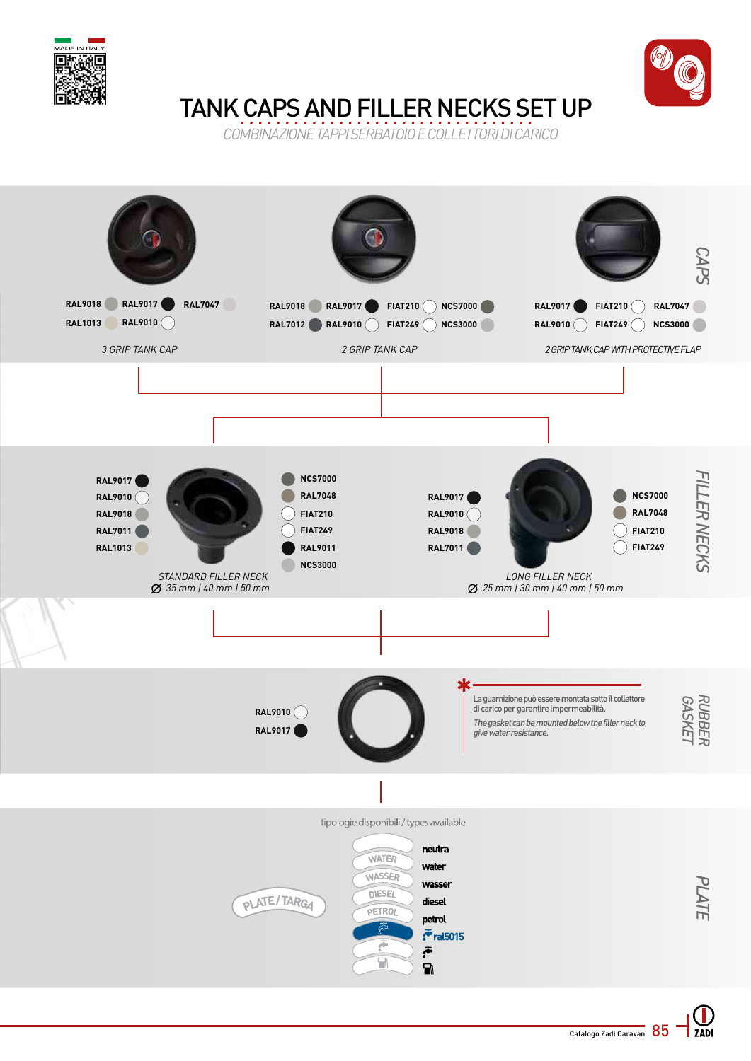# TANK CAPS AND FILLER NECKS SET UP

*COMBINAZIONE TAPPI SERBATOIO E COLLETTORI DI CARICO*

## CAPS

**3 GRIP TANK CAP**

RAL9018, RAL9017, RAL7047, RAL1013, RAL9010

**2 GRIP TANK CAP**

RAL9018, RAL9017, FIAT210, NCS7000, RAL7012, RAL9010, FIAT249, NCS3000

**2 GRIP TANK CAP WITH PROTECTIVE FLAP**

RAL9017, FIAT210, RAL7047, RAL9010, FIAT249, NCS3000

## FILLER NECKS

**STANDARD FILLER NECK**

Ø 35 mm | 40 mm | 50 mm

RAL9017, RAL9010, RAL9018, RAL7011, RAL1013, NCS7000, RAL7048, FIAT210, FIAT249, RAL9011, NCS3000

**LONG FILLER NECK**

Ø 25 mm | 30 mm | 40 mm | 50 mm

RAL9017, RAL9010, RAL9018, RAL7011, NCS7000, RAL7048, FIAT210, FIAT249

## RUBBER GASKET

RAL9010, RAL9017

\* La guarnizione può essere montata sotto il collettore di carico per garantire impermeabilità.

*The gasket can be mounted below the filler neck to give water resistance.*

## PLATE

PLATE/TARGA

tipologie disponibili / types available

- neutra
- water
- wasser
- diesel
- petrol
- ral5015
- (water tap symbol)
- (fuel pump symbol)

Catalogo Zadi Caravan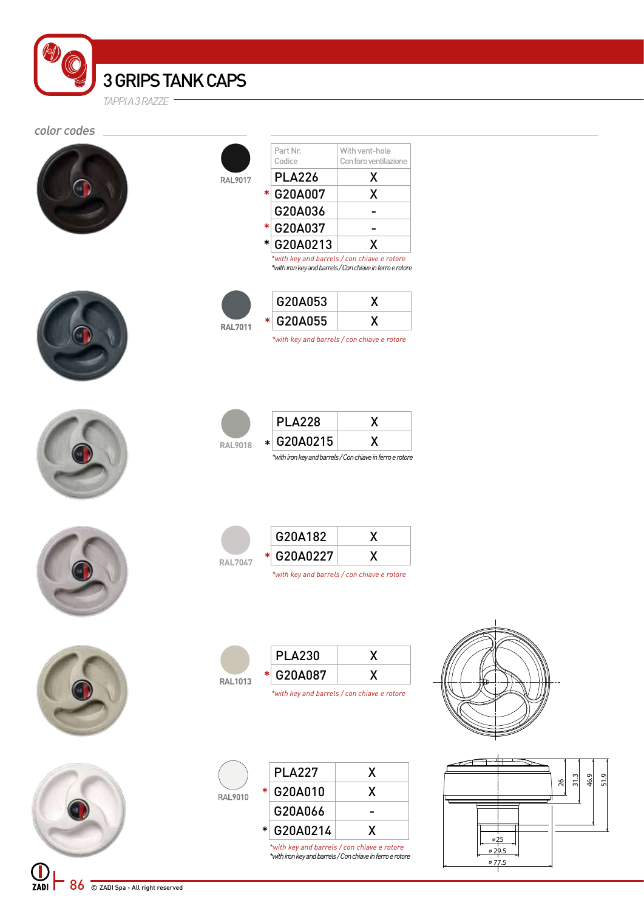# 3 GRIPS TANK CAPS

*TAPPI A 3 RAZZE*

*color codes*

**RAL9017**

| Part Nr. / Codice | With vent-hole / Con foro ventilazione |
|---|---|
| PLA226 | X |
| * G20A007 | X |
| G20A036 | - |
| * G20A037 | - |
| * G20A0213 | X |

*with key and barrels / con chiave e rotore

*with iron key and barrels / Con chiave in ferro e rotore

**RAL7011**

| Part Nr. / Codice | With vent-hole / Con foro ventilazione |
|---|---|
| G20A053 | X |
| * G20A055 | X |

*with key and barrels / con chiave e rotore

**RAL9018**

| Part Nr. / Codice | With vent-hole / Con foro ventilazione |
|---|---|
| PLA228 | X |
| * G20A0215 | X |

*with iron key and barrels / Con chiave in ferro e rotore

**RAL7047**

| Part Nr. / Codice | With vent-hole / Con foro ventilazione |
|---|---|
| G20A182 | X |
| * G20A0227 | X |

*with key and barrels / con chiave e rotore

**RAL1013**

| Part Nr. / Codice | With vent-hole / Con foro ventilazione |
|---|---|
| PLA230 | X |
| * G20A087 | X |

*with key and barrels / con chiave e rotore

**RAL9010**

| Part Nr. / Codice | With vent-hole / Con foro ventilazione |
|---|---|
| PLA227 | X |
| * G20A010 | X |
| G20A066 | - |
| * G20A0214 | X |

*with key and barrels / con chiave e rotore

*with iron key and barrels / Con chiave in ferro e rotore

Dimensions: 26, 31.3, 46.9, 51.9; ø25, ø29.5, ø77.5

© ZADI Spa - All right reserved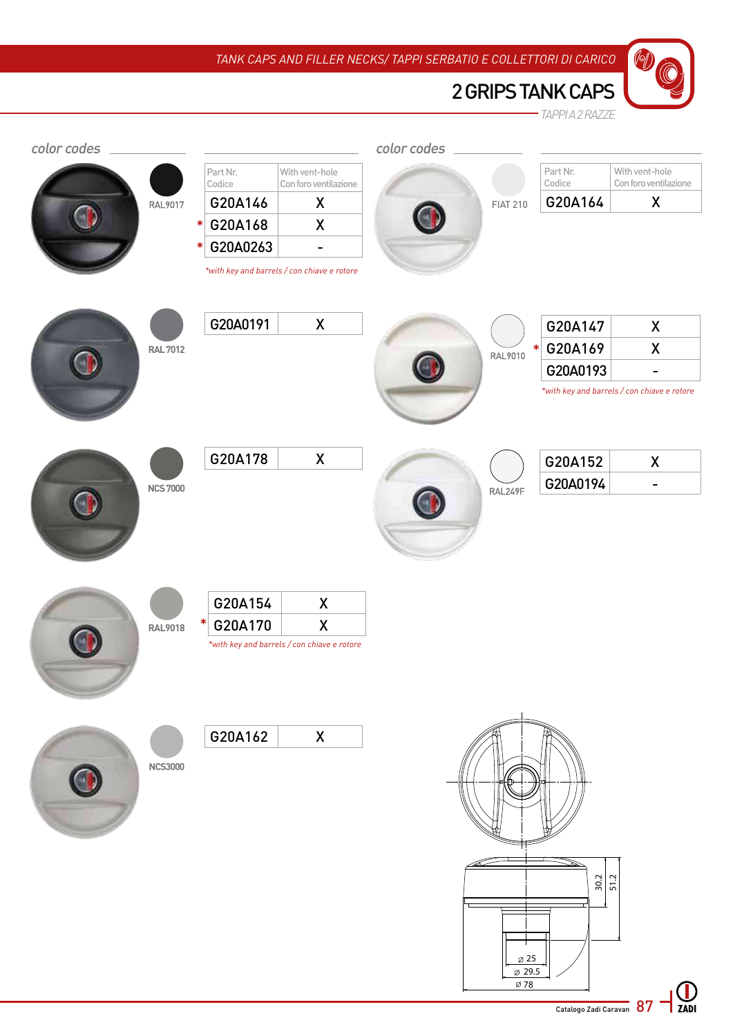TANK CAPS AND FILLER NECKS/ TAPPI SERBATIO E COLLETTORI DI CARICO

# 2 GRIPS TANK CAPS

*TAPPI A 2 RAZZE*

*color codes*

**RAL9017**

| Part Nr. Codice | With vent-hole Con foro ventilazione |
|---|---|
| G20A146 | X |
| * G20A168 | X |
| * G20A0263 | - |

*\*with key and barrels / con chiave e rotore*

**RAL 7012**

| Part Nr. Codice | With vent-hole Con foro ventilazione |
|---|---|
| G20A0191 | X |

**NCS 7000**

| Part Nr. Codice | With vent-hole Con foro ventilazione |
|---|---|
| G20A178 | X |

**RAL9018**

| Part Nr. Codice | With vent-hole Con foro ventilazione |
|---|---|
| G20A154 | X |
| * G20A170 | X |

*\*with key and barrels / con chiave e rotore*

**NCS3000**

| Part Nr. Codice | With vent-hole Con foro ventilazione |
|---|---|
| G20A162 | X |

*color codes*

**FIAT 210**

| Part Nr. Codice | With vent-hole Con foro ventilazione |
|---|---|
| G20A164 | X |

**RAL9010**

| Part Nr. Codice | With vent-hole Con foro ventilazione |
|---|---|
| G20A147 | X |
| * G20A169 | X |
| G20A0193 | - |

*\*with key and barrels / con chiave e rotore*

**RAL249F**

| Part Nr. Codice | With vent-hole Con foro ventilazione |
|---|---|
| G20A152 | X |
| G20A0194 | - |

30.2
51.2
Ø 25
Ø 29.5
Ø 78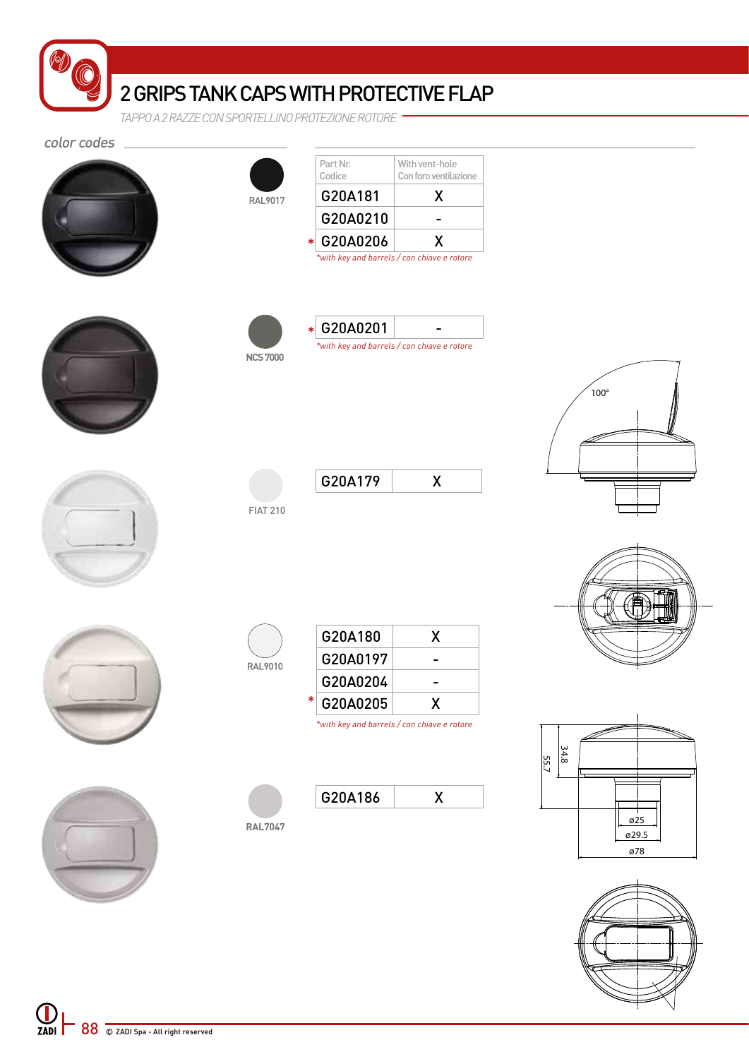# 2 GRIPS TANK CAPS WITH PROTECTIVE FLAP

*TAPPO A 2 RAZZE CON SPORTELLINO PROTEZIONE ROTORE*

*color codes*

**RAL9017**

| Part Nr. Codice | With vent-hole Con foro ventilazione |
|---|---|
| G20A181 | X |
| G20A0210 | - |
| * G20A0206 | X |

*\*with key and barrels / con chiave e rotore*

**NCS 7000**

| Part Nr. Codice | With vent-hole Con foro ventilazione |
|---|---|
| * G20A0201 | - |

*\*with key and barrels / con chiave e rotore*

**FIAT 210**

| Part Nr. Codice | With vent-hole Con foro ventilazione |
|---|---|
| G20A179 | X |

**RAL9010**

| Part Nr. Codice | With vent-hole Con foro ventilazione |
|---|---|
| G20A180 | X |
| G20A0197 | - |
| G20A0204 | - |
| * G20A0205 | X |

*\*with key and barrels / con chiave e rotore*

**RAL7047**

| Part Nr. Codice | With vent-hole Con foro ventilazione |
|---|---|
| G20A186 | X |

100°

55.7

34.8

ø25

ø29.5

ø78

© ZADI Spa - All right reserved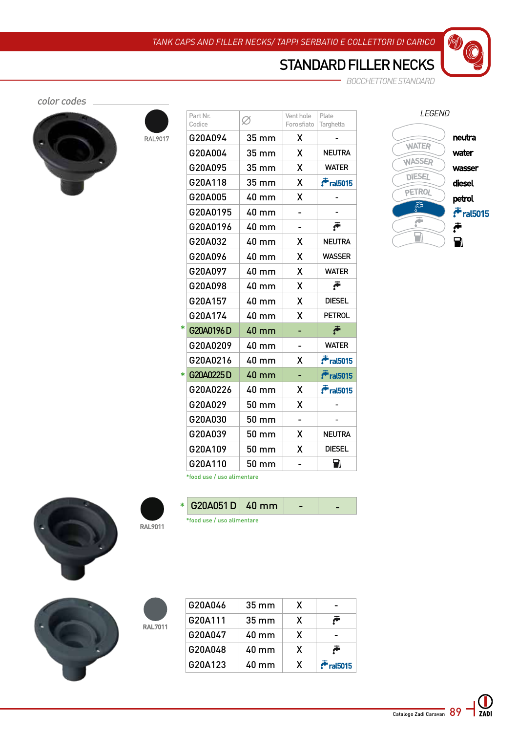TANK CAPS AND FILLER NECKS/ TAPPI SERBATIO E COLLETTORI DI CARICO

# STANDARD FILLER NECKS

BOCCHETTONE STANDARD

*color codes*

RAL9017

| Part Nr. Codice | ∅ | Vent hole Foro sfiato | Plate Targhetta |
|---|---|---|---|
| G20A094 | 35 mm | X | - |
| G20A004 | 35 mm | X | NEUTRA |
| G20A095 | 35 mm | X | WATER |
| G20A118 | 35 mm | X | ral5015 |
| G20A005 | 40 mm | X | - |
| G20A0195 | 40 mm | - | - |
| G20A0196 | 40 mm | - | (tap) |
| G20A032 | 40 mm | X | NEUTRA |
| G20A096 | 40 mm | X | WASSER |
| G20A097 | 40 mm | X | WATER |
| G20A098 | 40 mm | X | (tap) |
| G20A157 | 40 mm | X | DIESEL |
| G20A174 | 40 mm | X | PETROL |
| * G20A0196D | 40 mm | - | (tap) |
| G20A0209 | 40 mm | - | WATER |
| G20A0216 | 40 mm | X | ral5015 |
| * G20A0225D | 40 mm | - | ral5015 |
| G20A0226 | 40 mm | X | ral5015 |
| G20A029 | 50 mm | X | - |
| G20A030 | 50 mm | - | - |
| G20A039 | 50 mm | X | NEUTRA |
| G20A109 | 50 mm | X | DIESEL |
| G20A110 | 50 mm | - | (fuel pump) |

*food use / uso alimentare

RAL9011

| Part Nr. Codice | ∅ | Vent hole Foro sfiato | Plate Targhetta |
|---|---|---|---|
| * G20A051D | 40 mm | - | - |

*food use / uso alimentare

RAL7011

| Part Nr. Codice | ∅ | Vent hole Foro sfiato | Plate Targhetta |
|---|---|---|---|
| G20A046 | 35 mm | X | - |
| G20A111 | 35 mm | X | (tap) |
| G20A047 | 40 mm | X | - |
| G20A048 | 40 mm | X | (tap) |
| G20A123 | 40 mm | X | ral5015 |

*LEGEND*

- neutra
- WATER – water
- WASSER – wasser
- DIESEL – diesel
- PETROL – petrol
- ral5015
- (tap)
- (fuel pump)

Catalogo Zadi Caravan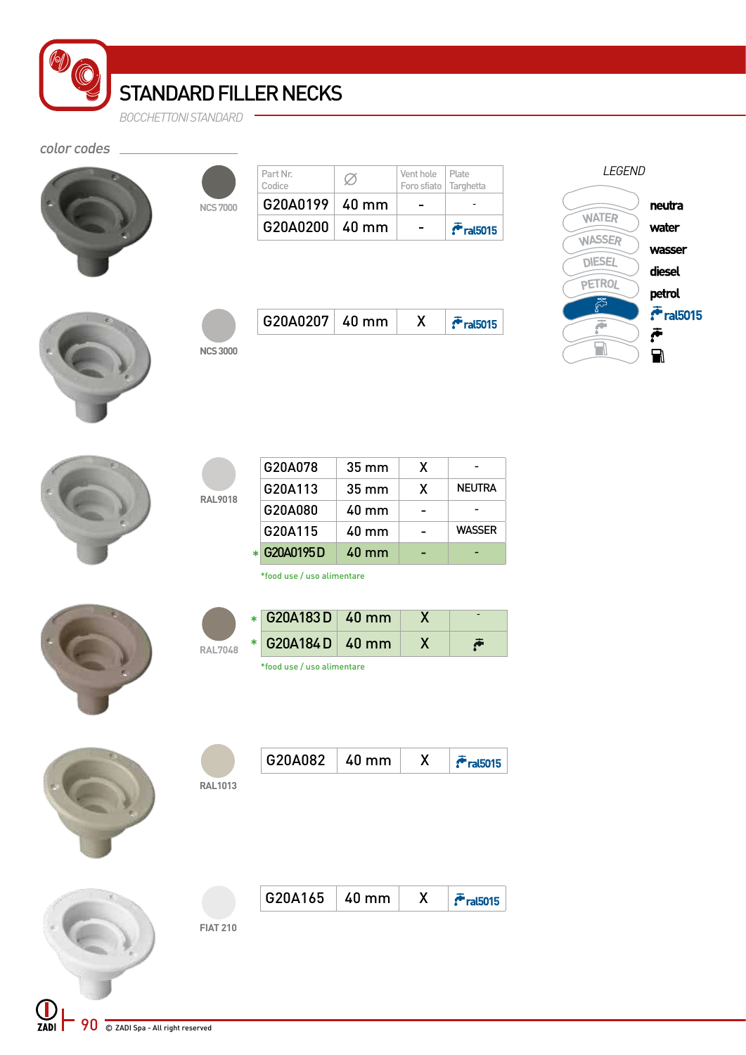# STANDARD FILLER NECKS

*BOCCHETTONI STANDARD*

*color codes*

**NCS 7000**

| Part Nr. Codice | Ø | Vent hole Foro sfiato | Plate Targhetta |
|---|---|---|---|
| G20A0199 | 40 mm | - | - |
| G20A0200 | 40 mm | - | ral5015 |

**NCS 3000**

| Part Nr. Codice | Ø | Vent hole Foro sfiato | Plate Targhetta |
|---|---|---|---|
| G20A0207 | 40 mm | X | ral5015 |

**RAL9018**

| Part Nr. Codice | Ø | Vent hole Foro sfiato | Plate Targhetta |
|---|---|---|---|
| G20A078 | 35 mm | X | - |
| G20A113 | 35 mm | X | NEUTRA |
| G20A080 | 40 mm | - | - |
| G20A115 | 40 mm | - | WASSER |
| * G20A0195D | 40 mm | - | - |

*food use / uso alimentare

**RAL7048**

| Part Nr. Codice | Ø | Vent hole Foro sfiato | Plate Targhetta |
|---|---|---|---|
| * G20A183D | 40 mm | X | - |
| * G20A184D | 40 mm | X | (water tap symbol) |

*food use / uso alimentare

**RAL1013**

| Part Nr. Codice | Ø | Vent hole Foro sfiato | Plate Targhetta |
|---|---|---|---|
| G20A082 | 40 mm | X | ral5015 |

**FIAT 210**

| Part Nr. Codice | Ø | Vent hole Foro sfiato | Plate Targhetta |
|---|---|---|---|
| G20A165 | 40 mm | X | ral5015 |

*LEGEND*

- neutra
- WATER — water
- WASSER — wasser
- DIESEL — diesel
- PETROL — petrol
- ral5015
- (water tap symbol)
- (fuel pump symbol)

© ZADI Spa - All right reserved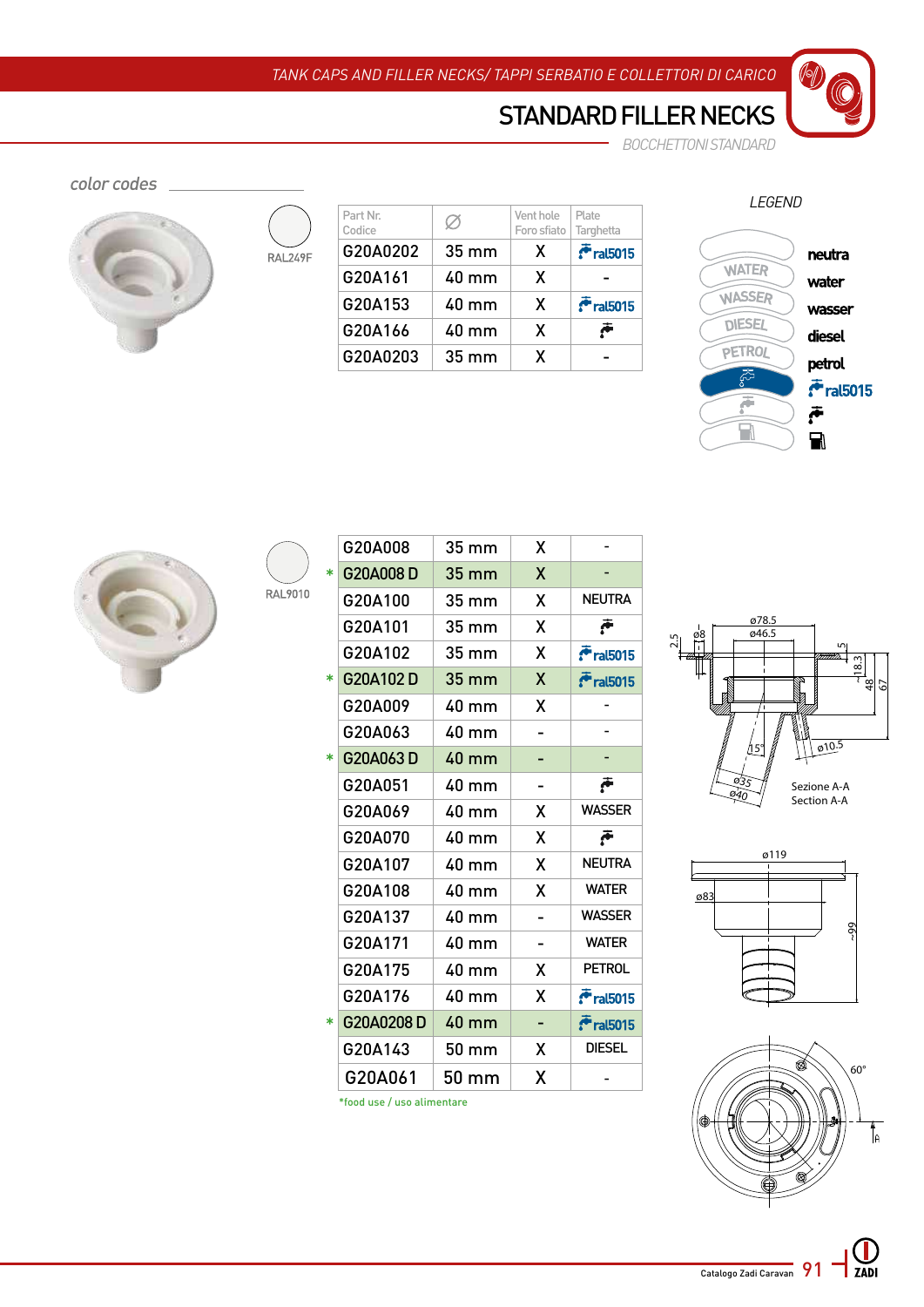# STANDARD FILLER NECKS

*BOCCHETTONI STANDARD*

*color codes*

RAL249F

| Part Nr. Codice | ∅ | Vent hole Foro sfiato | Plate Targhetta |
|---|---|---|---|
| G20A0202 | 35 mm | X | ral5015 |
| G20A161 | 40 mm | X | - |
| G20A153 | 40 mm | X | ral5015 |
| G20A166 | 40 mm | X | (tap icon) |
| G20A0203 | 35 mm | X | - |

*LEGEND*

- neutra
- water
- wasser
- diesel
- petrol
- ral5015
- (tap icon)
- (fuel icon)

RAL9010

| | Part Nr. Codice | ∅ | Vent hole Foro sfiato | Plate Targhetta |
|---|---|---|---|---|
| | G20A008 | 35 mm | X | - |
| * | G20A008 D | 35 mm | X | - |
| | G20A100 | 35 mm | X | NEUTRA |
| | G20A101 | 35 mm | X | (tap icon) |
| | G20A102 | 35 mm | X | ral5015 |
| * | G20A102 D | 35 mm | X | ral5015 |
| | G20A009 | 40 mm | X | - |
| | G20A063 | 40 mm | - | - |
| * | G20A063 D | 40 mm | - | - |
| | G20A051 | 40 mm | - | (tap icon) |
| | G20A069 | 40 mm | X | WASSER |
| | G20A070 | 40 mm | X | (tap icon) |
| | G20A107 | 40 mm | X | NEUTRA |
| | G20A108 | 40 mm | X | WATER |
| | G20A137 | 40 mm | - | WASSER |
| | G20A171 | 40 mm | - | WATER |
| | G20A175 | 40 mm | X | PETROL |
| | G20A176 | 40 mm | X | ral5015 |
| * | G20A0208 D | 40 mm | - | ral5015 |
| | G20A143 | 50 mm | X | DIESEL |
| | G20A061 | 50 mm | X | - |

*food use / uso alimentare

Sezione A-A
Section A-A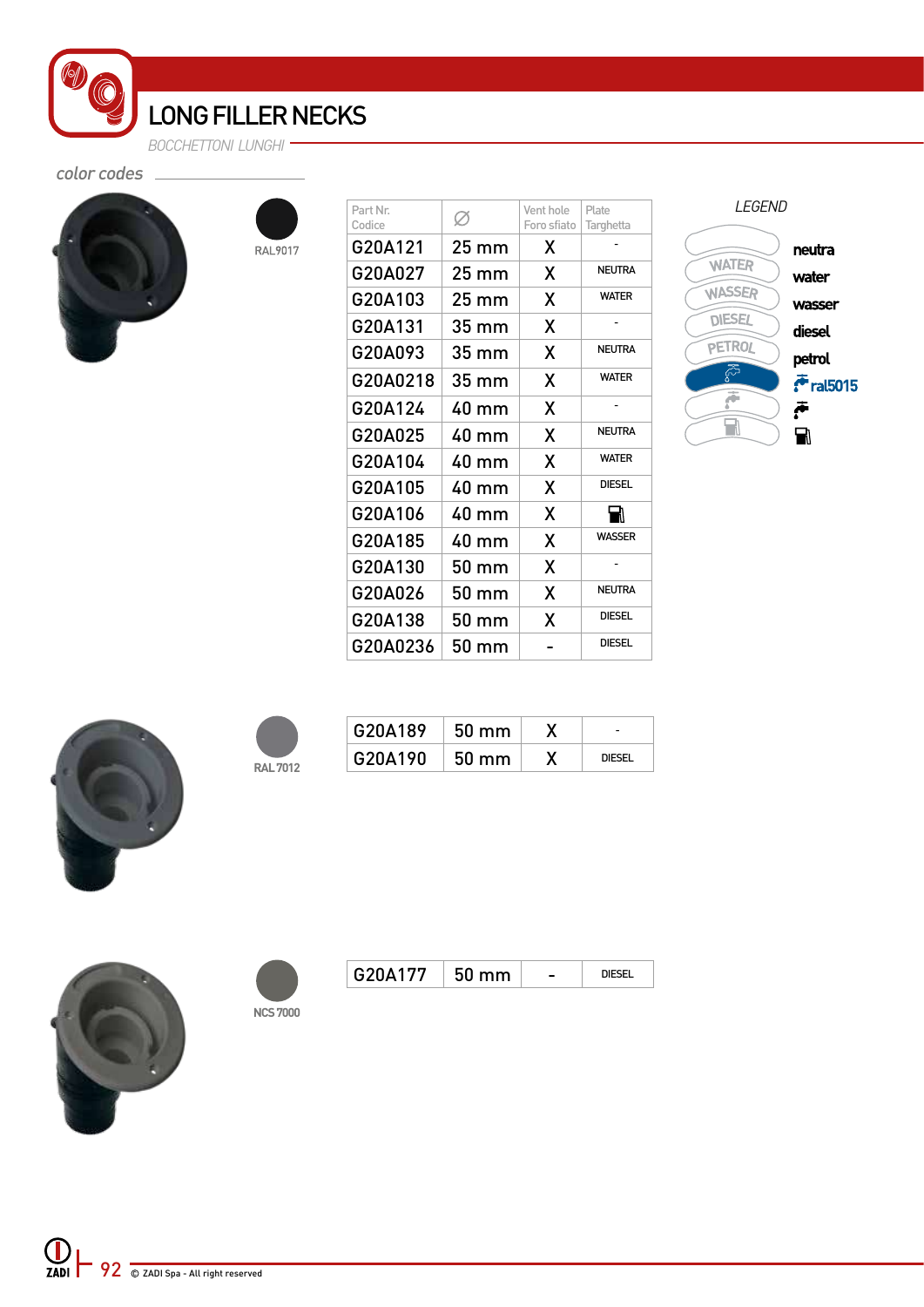# LONG FILLER NECKS

*BOCCHETTONI LUNGHI*

*color codes*

RAL9017

| Part Nr. Codice | Ø | Vent hole Foro sfiato | Plate Targhetta |
|---|---|---|---|
| G20A121 | 25 mm | X | - |
| G20A027 | 25 mm | X | NEUTRA |
| G20A103 | 25 mm | X | WATER |
| G20A131 | 35 mm | X | - |
| G20A093 | 35 mm | X | NEUTRA |
| G20A0218 | 35 mm | X | WATER |
| G20A124 | 40 mm | X | - |
| G20A025 | 40 mm | X | NEUTRA |
| G20A104 | 40 mm | X | WATER |
| G20A105 | 40 mm | X | DIESEL |
| G20A106 | 40 mm | X | ⛽ |
| G20A185 | 40 mm | X | WASSER |
| G20A130 | 50 mm | X | - |
| G20A026 | 50 mm | X | NEUTRA |
| G20A138 | 50 mm | X | DIESEL |
| G20A0236 | 50 mm | - | DIESEL |

*LEGEND*

- neutra
- water
- wasser
- diesel
- petrol
- ral5015
- (tap symbol)
- (fuel pump symbol)

RAL 7012

| Part Nr. Codice | Ø | Vent hole Foro sfiato | Plate Targhetta |
|---|---|---|---|
| G20A189 | 50 mm | X | - |
| G20A190 | 50 mm | X | DIESEL |

NCS 7000

| Part Nr. Codice | Ø | Vent hole Foro sfiato | Plate Targhetta |
|---|---|---|---|
| G20A177 | 50 mm | - | DIESEL |

© ZADI Spa - All right reserved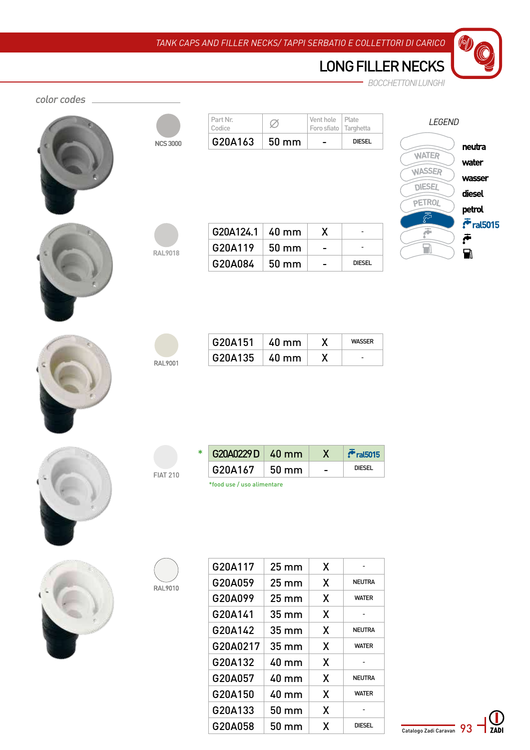TANK CAPS AND FILLER NECKS/ TAPPI SERBATIO E COLLETTORI DI CARICO

# LONG FILLER NECKS

BOCCHETTONI LUNGHI

*color codes*

**NCS 3000**

| Part Nr. Codice | ∅ | Vent hole Foro sfiato | Plate Targhetta |
|---|---|---|---|
| G20A163 | 50 mm | - | DIESEL |

**RAL9018**

| Part Nr. Codice | ∅ | Vent hole Foro sfiato | Plate Targhetta |
|---|---|---|---|
| G20A124.1 | 40 mm | X | - |
| G20A119 | 50 mm | - | - |
| G20A084 | 50 mm | - | DIESEL |

**RAL9001**

| Part Nr. Codice | ∅ | Vent hole Foro sfiato | Plate Targhetta |
|---|---|---|---|
| G20A151 | 40 mm | X | WASSER |
| G20A135 | 40 mm | X | - |

**FIAT 210**

| Part Nr. Codice | ∅ | Vent hole Foro sfiato | Plate Targhetta |
|---|---|---|---|
| * G20A0229 D | 40 mm | X | ral5015 |
| G20A167 | 50 mm | - | DIESEL |

*food use / uso alimentare

**RAL9010**

| Part Nr. Codice | ∅ | Vent hole Foro sfiato | Plate Targhetta |
|---|---|---|---|
| G20A117 | 25 mm | X | - |
| G20A059 | 25 mm | X | NEUTRA |
| G20A099 | 25 mm | X | WATER |
| G20A141 | 35 mm | X | - |
| G20A142 | 35 mm | X | NEUTRA |
| G20A0217 | 35 mm | X | WATER |
| G20A132 | 40 mm | X | - |
| G20A057 | 40 mm | X | NEUTRA |
| G20A150 | 40 mm | X | WATER |
| G20A133 | 50 mm | X | - |
| G20A058 | 50 mm | X | DIESEL |

*LEGEND*

- neutra
- water
- wasser
- diesel
- petrol
- ral5015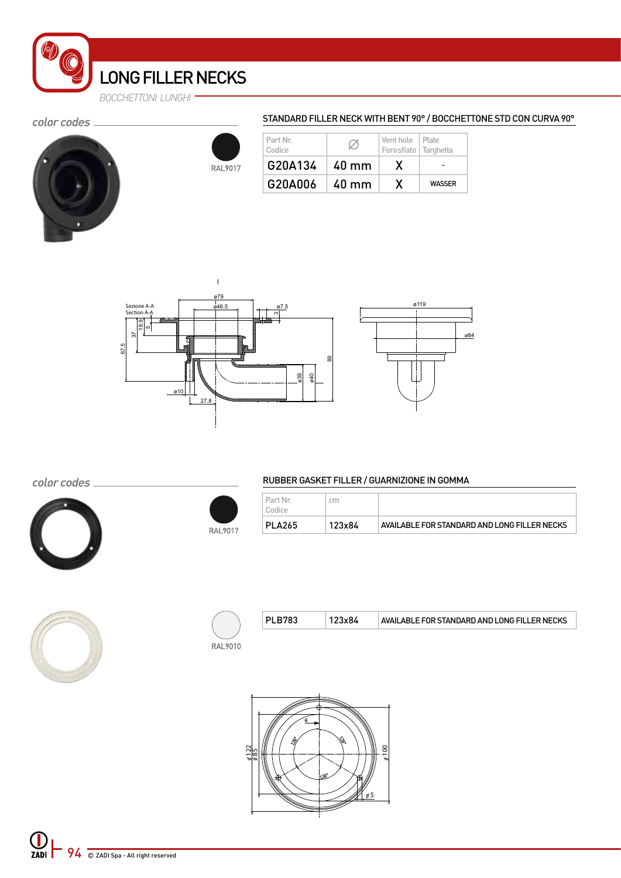# LONG FILLER NECKS

*BOCCHETTONI LUNGHI*

*color codes*

RAL9017

## STANDARD FILLER NECK WITH BENT 90° / BOCCHETTONE STD CON CURVA 90°

| Part Nr. Codice | ∅ | Vent hole Forosfiato | Plate Targhetta |
|---|---|---|---|
| G20A134 | 40 mm | X | - |
| G20A006 | 40 mm | X | WASSER |

*color codes*

RAL9017

RAL9010

## RUBBER GASKET FILLER / GUARNIZIONE IN GOMMA

| Part Nr. Codice | cm | |
|---|---|---|
| PLA265 | 123x84 | AVAILABLE FOR STANDARD AND LONG FILLER NECKS |
| PLB783 | 123x84 | AVAILABLE FOR STANDARD AND LONG FILLER NECKS |

© ZADI Spa - All right reserved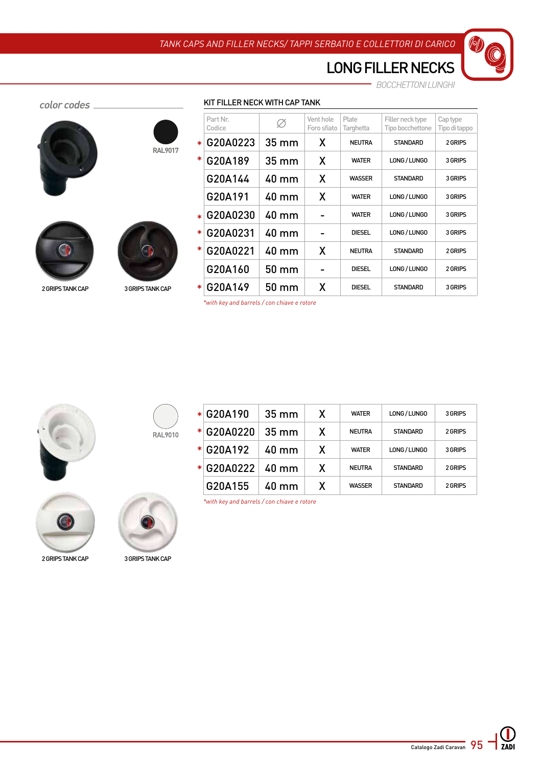# LONG FILLER NECKS

*BOCCHETTONI LUNGHI*

*color codes*

RAL9017

2 GRIPS TANK CAP

3 GRIPS TANK CAP

## KIT FILLER NECK WITH CAP TANK

| | Part Nr. Codice | ∅ | Vent hole Foro sfiato | Plate Targhetta | Filler neck type Tipo bocchettone | Cap type Tipo di tappo |
|---|---|---|---|---|---|---|
| * | G20A0223 | 35 mm | X | NEUTRA | STANDARD | 2 GRIPS |
| * | G20A189 | 35 mm | X | WATER | LONG / LUNGO | 3 GRIPS |
| | G20A144 | 40 mm | X | WASSER | STANDARD | 3 GRIPS |
| | G20A191 | 40 mm | X | WATER | LONG / LUNGO | 3 GRIPS |
| * | G20A0230 | 40 mm | - | WATER | LONG / LUNGO | 3 GRIPS |
| * | G20A0231 | 40 mm | - | DIESEL | LONG / LUNGO | 3 GRIPS |
| * | G20A0221 | 40 mm | X | NEUTRA | STANDARD | 2 GRIPS |
| | G20A160 | 50 mm | - | DIESEL | LONG / LUNGO | 2 GRIPS |
| * | G20A149 | 50 mm | X | DIESEL | STANDARD | 3 GRIPS |

*\*with key and barrels / con chiave e rotore*

RAL9010

2 GRIPS TANK CAP

3 GRIPS TANK CAP

| | Part Nr. Codice | ∅ | Vent hole Foro sfiato | Plate Targhetta | Filler neck type Tipo bocchettone | Cap type Tipo di tappo |
|---|---|---|---|---|---|---|
| * | G20A190 | 35 mm | X | WATER | LONG / LUNGO | 3 GRIPS |
| * | G20A0220 | 35 mm | X | NEUTRA | STANDARD | 2 GRIPS |
| * | G20A192 | 40 mm | X | WATER | LONG / LUNGO | 3 GRIPS |
| * | G20A0222 | 40 mm | X | NEUTRA | STANDARD | 2 GRIPS |
| | G20A155 | 40 mm | X | WASSER | STANDARD | 2 GRIPS |

*\*with key and barrels / con chiave e rotore*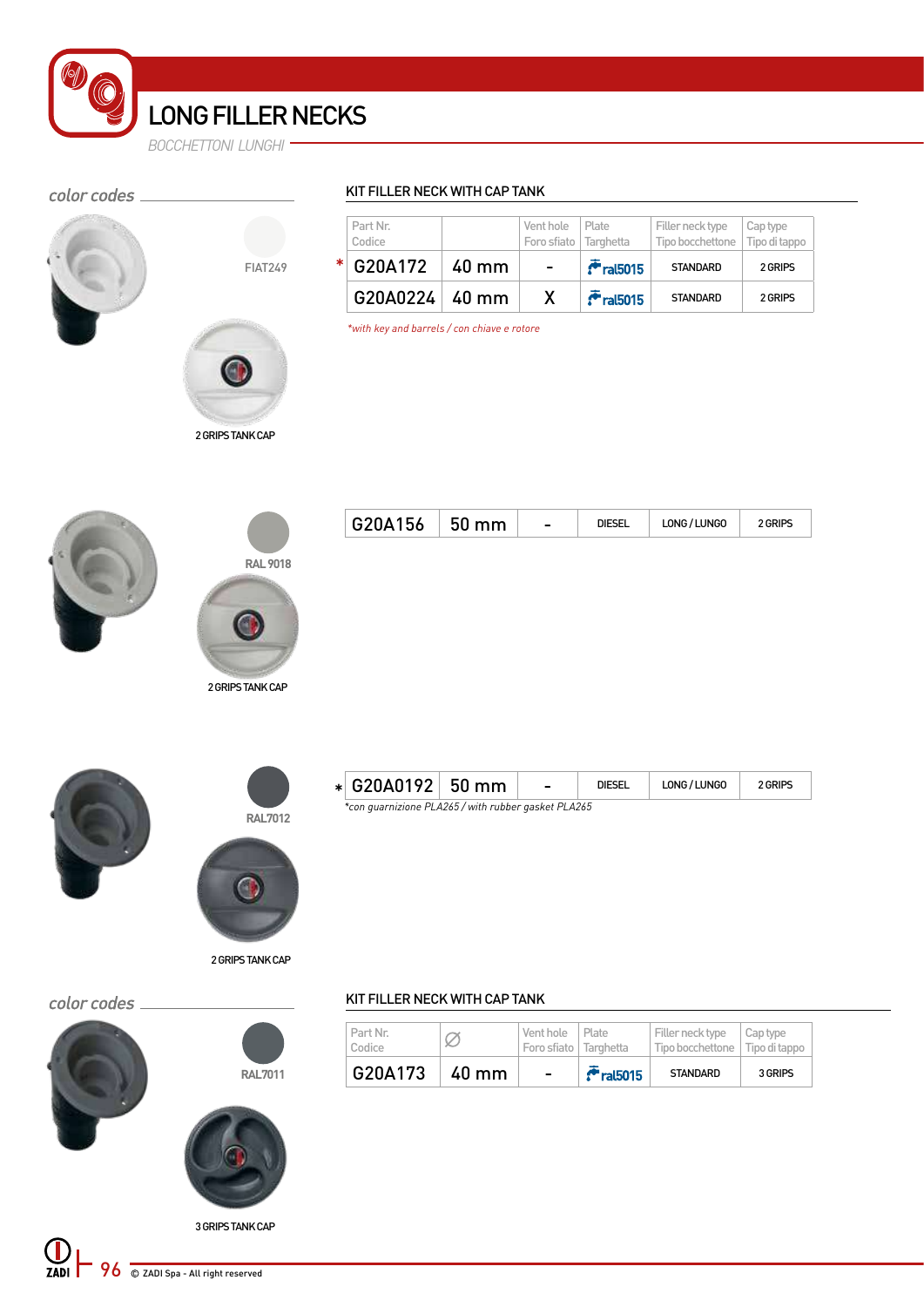# LONG FILLER NECKS

*BOCCHETTONI LUNGHI*

## color codes

FIAT249

2 GRIPS TANK CAP

### KIT FILLER NECK WITH CAP TANK

| Part Nr. Codice | | Vent hole Foro sfiato | Plate Targhetta | Filler neck type Tipo bocchettone | Cap type Tipo di tappo |
|---|---|---|---|---|---|
| * G20A172 | 40 mm | - | ral5015 | STANDARD | 2 GRIPS |
| G20A0224 | 40 mm | X | ral5015 | STANDARD | 2 GRIPS |

*with key and barrels / con chiave e rotore*

RAL 9018

2 GRIPS TANK CAP

| G20A156 | 50 mm | - | DIESEL | LONG / LUNGO | 2 GRIPS |
|---|---|---|---|---|---|

RAL7012

2 GRIPS TANK CAP

| * G20A0192 | 50 mm | - | DIESEL | LONG / LUNGO | 2 GRIPS |
|---|---|---|---|---|---|

*con guarnizione PLA265 / with rubber gasket PLA265

## color codes

RAL7011

3 GRIPS TANK CAP

### KIT FILLER NECK WITH CAP TANK

| Part Nr. Codice | Ø | Vent hole Foro sfiato | Plate Targhetta | Filler neck type Tipo bocchettone | Cap type Tipo di tappo |
|---|---|---|---|---|---|
| G20A173 | 40 mm | - | ral5015 | STANDARD | 3 GRIPS |

© ZADI Spa - All right reserved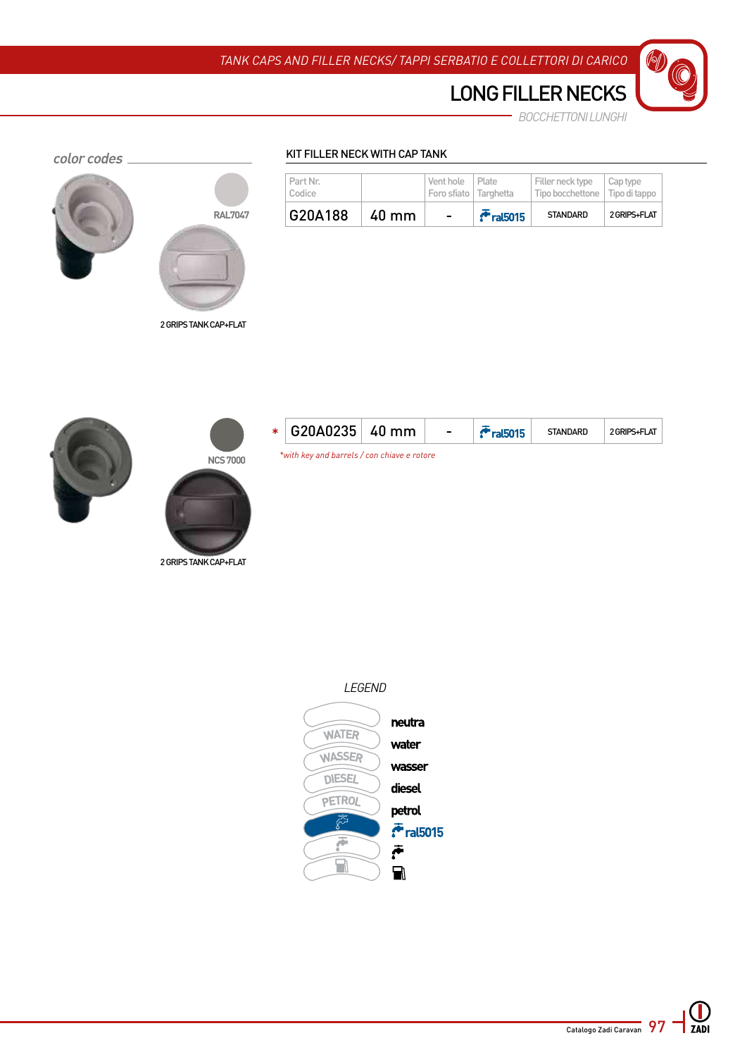# LONG FILLER NECKS

*BOCCHETTONI LUNGHI*

*color codes*

RAL7047

2 GRIPS TANK CAP+FLAT

## KIT FILLER NECK WITH CAP TANK

| Part Nr. Codice | | Vent hole Foro sfiato | Plate Targhetta | Filler neck type Tipo bocchettone | Cap type Tipo di tappo |
|---|---|---|---|---|---|
| G20A188 | 40 mm | - | ral5015 | STANDARD | 2 GRIPS+FLAT |
| * G20A0235 | 40 mm | - | ral5015 | STANDARD | 2 GRIPS+FLAT |

*with key and barrels / con chiave e rotore*

NCS 7000

2 GRIPS TANK CAP+FLAT

*LEGEND*

- neutra
- water
- wasser
- diesel
- petrol
- ral5015